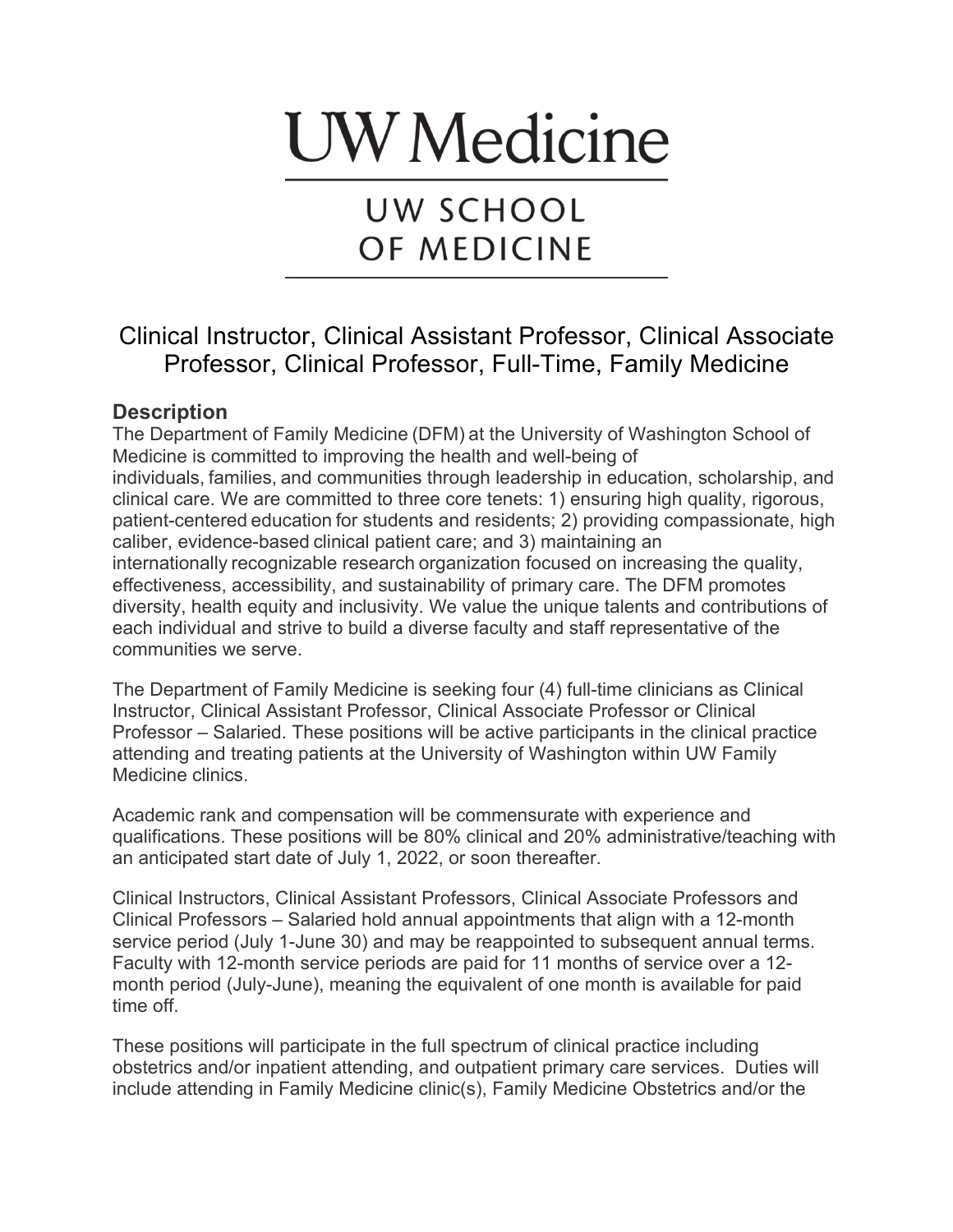# UW Medicine

## UW SCHOOL OF MEDICINE

## Clinical Instructor, Clinical Assistant Professor, Clinical Associate Professor, Clinical Professor, Full-Time, Family Medicine

### Description

The Department of Family Medicine (DFM) at the University of Washington School of Medicine is committed to improving the health and well-being of individuals, families, and communities through leadership in education, scholarship, and clinical care. We are committed to three core tenets: 1) ensuring high quality, rigorous, patient-centered education for students and residents; 2) providing compassionate, high caliber, evidence-based clinical patient care; and 3) maintaining an internationally recognizable research organization focused on increasing the quality, effectiveness, accessibility, and sustainability of primary care. The DFM promotes diversity, health equity and inclusivity. We value the unique talents and contributions of each individual and strive to build a diverse faculty and staff representative of the communities we serve.

The Department of Family Medicine is seeking four (4) full-time clinicians as Clinical Instructor, Clinical Assistant Professor, Clinical Associate Professor or Clinical Professor – Salaried. These positions will be active participants in the clinical practice attending and treating patients at the University of Washington within UW Family Medicine clinics.

Academic rank and compensation will be commensurate with experience and qualifications. These positions will be 80% clinical and 20% administrative/teaching with an anticipated start date of July 1, 2022, or soon thereafter.

Clinical Instructors, Clinical Assistant Professors, Clinical Associate Professors and Clinical Professors – Salaried hold annual appointments that align with a 12-month service period (July 1-June 30) and may be reappointed to subsequent annual terms. Faculty with 12-month service periods are paid for 11 months of service over a 12-month period (July-June), meaning the equivalent of one month is available for paid time off.

These positions will participate in the full spectrum of clinical practice including obstetrics and/or inpatient attending, and outpatient primary care services. Duties will include attending in Family Medicine clinic(s), Family Medicine Obstetrics and/or the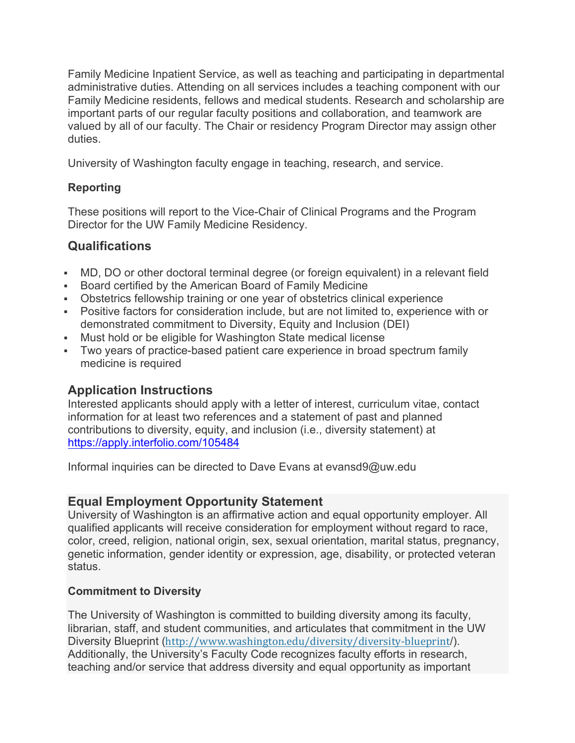Family Medicine Inpatient Service, as well as teaching and participating in departmental administrative duties. Attending on all services includes a teaching component with our Family Medicine residents, fellows and medical students. Research and scholarship are important parts of our regular faculty positions and collaboration, and teamwork are valued by all of our faculty. The Chair or residency Program Director may assign other duties.

University of Washington faculty engage in teaching, research, and service.

**Reporting**

These positions will report to the Vice-Chair of Clinical Programs and the Program Director for the UW Family Medicine Residency.

## Qualifications

- MD, DO or other doctoral terminal degree (or foreign equivalent) in a relevant field
- Board certified by the American Board of Family Medicine
- Obstetrics fellowship training or one year of obstetrics clinical experience
- Positive factors for consideration include, but are not limited to, experience with or demonstrated commitment to Diversity, Equity and Inclusion (DEI)
- Must hold or be eligible for Washington State medical license
- Two years of practice-based patient care experience in broad spectrum family medicine is required

## Application Instructions

Interested applicants should apply with a letter of interest, curriculum vitae, contact information for at least two references and a statement of past and planned contributions to diversity, equity, and inclusion (i.e., diversity statement) at https://apply.interfolio.com/105484

Informal inquiries can be directed to Dave Evans at evansd9@uw.edu

## Equal Employment Opportunity Statement

University of Washington is an affirmative action and equal opportunity employer. All qualified applicants will receive consideration for employment without regard to race, color, creed, religion, national origin, sex, sexual orientation, marital status, pregnancy, genetic information, gender identity or expression, age, disability, or protected veteran status.

**Commitment to Diversity**

The University of Washington is committed to building diversity among its faculty, librarian, staff, and student communities, and articulates that commitment in the UW Diversity Blueprint (http://www.washington.edu/diversity/diversity-blueprint/). Additionally, the University's Faculty Code recognizes faculty efforts in research, teaching and/or service that address diversity and equal opportunity as important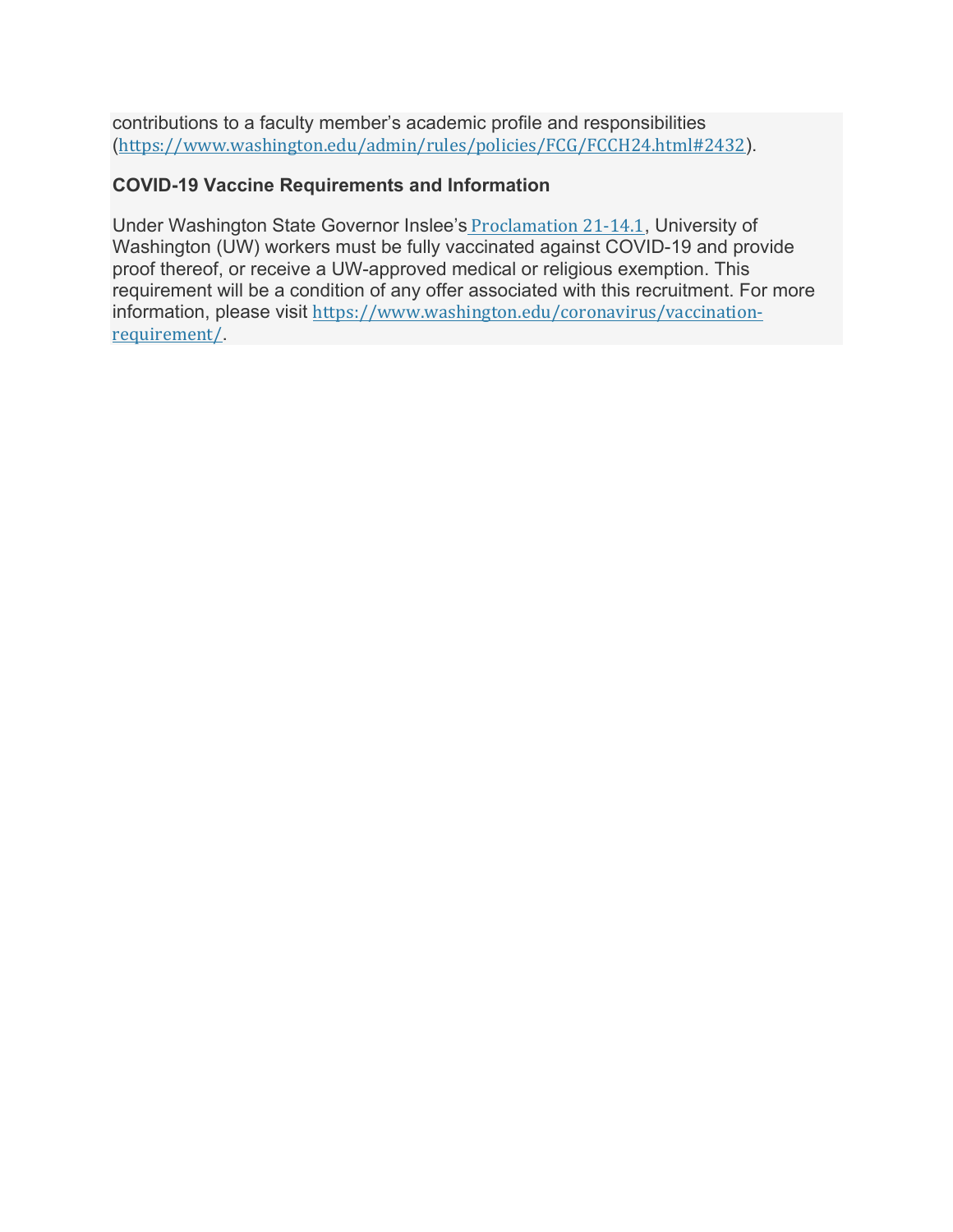contributions to a faculty member's academic profile and responsibilities (https://www.washington.edu/admin/rules/policies/FCG/FCCH24.html#2432).

**COVID-19 Vaccine Requirements and Information**

Under Washington State Governor Inslee's Proclamation 21-14.1, University of Washington (UW) workers must be fully vaccinated against COVID-19 and provide proof thereof, or receive a UW-approved medical or religious exemption. This requirement will be a condition of any offer associated with this recruitment. For more information, please visit https://www.washington.edu/coronavirus/vaccination-requirement/.